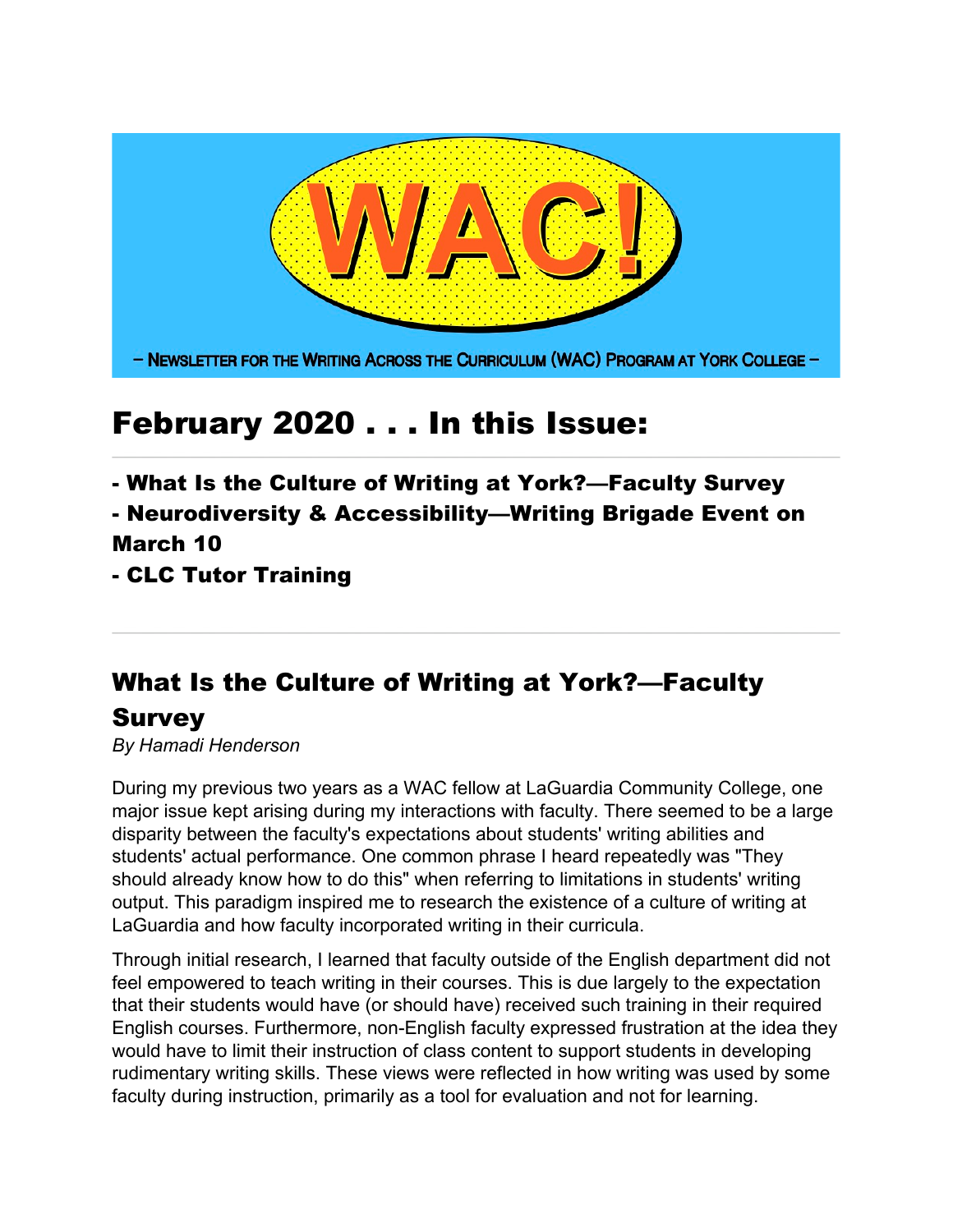# WAC!

– Newsletter for the Writing Across the Curriculum (WAC) Program at York College –

# February 2020 . . . In this Issue:

**- What Is the Culture of Writing at York?—Faculty Survey**
**- Neurodiversity & Accessibility—Writing Brigade Event on March 10**
**- CLC Tutor Training**

---

## What Is the Culture of Writing at York?—Faculty Survey

*By Hamadi Henderson*

During my previous two years as a WAC fellow at LaGuardia Community College, one major issue kept arising during my interactions with faculty. There seemed to be a large disparity between the faculty's expectations about students' writing abilities and students' actual performance. One common phrase I heard repeatedly was "They should already know how to do this" when referring to limitations in students' writing output. This paradigm inspired me to research the existence of a culture of writing at LaGuardia and how faculty incorporated writing in their curricula.

Through initial research, I learned that faculty outside of the English department did not feel empowered to teach writing in their courses. This is due largely to the expectation that their students would have (or should have) received such training in their required English courses. Furthermore, non-English faculty expressed frustration at the idea they would have to limit their instruction of class content to support students in developing rudimentary writing skills. These views were reflected in how writing was used by some faculty during instruction, primarily as a tool for evaluation and not for learning.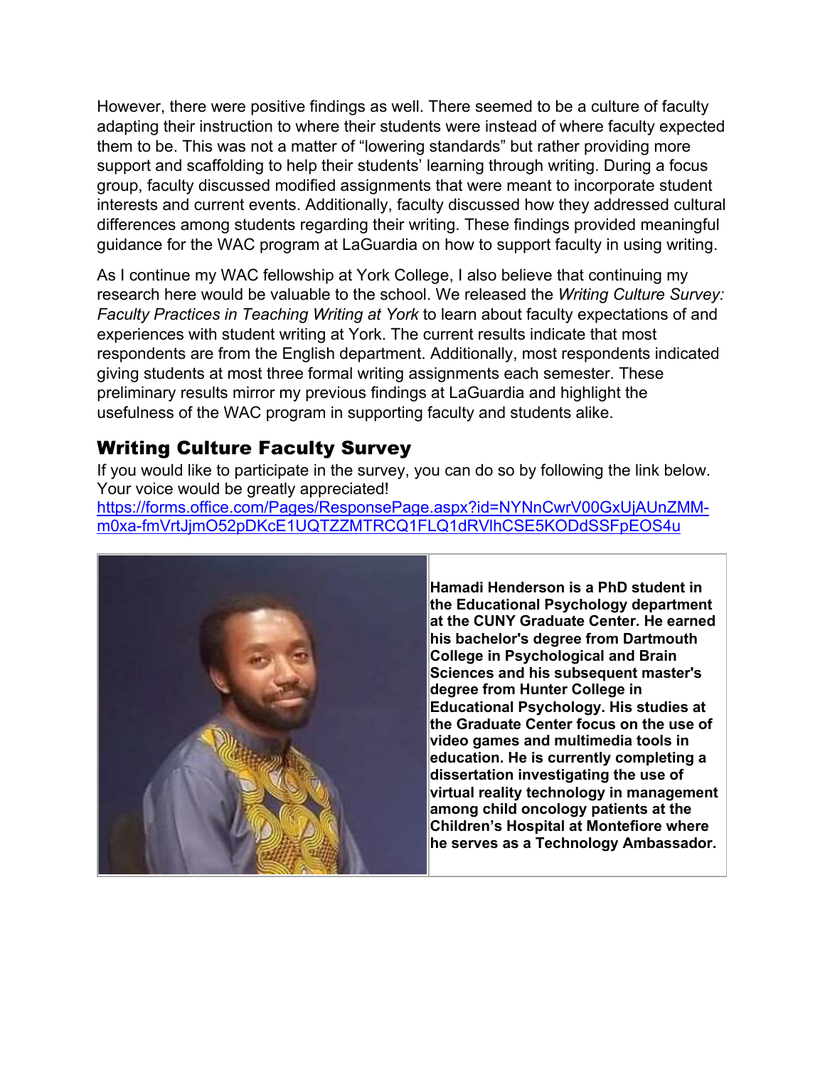However, there were positive findings as well. There seemed to be a culture of faculty adapting their instruction to where their students were instead of where faculty expected them to be. This was not a matter of "lowering standards" but rather providing more support and scaffolding to help their students' learning through writing. During a focus group, faculty discussed modified assignments that were meant to incorporate student interests and current events. Additionally, faculty discussed how they addressed cultural differences among students regarding their writing. These findings provided meaningful guidance for the WAC program at LaGuardia on how to support faculty in using writing.

As I continue my WAC fellowship at York College, I also believe that continuing my research here would be valuable to the school. We released the *Writing Culture Survey: Faculty Practices in Teaching Writing at York* to learn about faculty expectations of and experiences with student writing at York. The current results indicate that most respondents are from the English department. Additionally, most respondents indicated giving students at most three formal writing assignments each semester. These preliminary results mirror my previous findings at LaGuardia and highlight the usefulness of the WAC program in supporting faculty and students alike.

## Writing Culture Faculty Survey

If you would like to participate in the survey, you can do so by following the link below. Your voice would be greatly appreciated!
https://forms.office.com/Pages/ResponsePage.aspx?id=NYNnCwrV00GxUjAUnZMM-m0xa-fmVrtJjmO52pDKcE1UQTZZMTRCQ1FLQ1dRVlhCSE5KODdSSFpEOS4u

**Hamadi Henderson is a PhD student in the Educational Psychology department at the CUNY Graduate Center. He earned his bachelor's degree from Dartmouth College in Psychological and Brain Sciences and his subsequent master's degree from Hunter College in Educational Psychology. His studies at the Graduate Center focus on the use of video games and multimedia tools in education. He is currently completing a dissertation investigating the use of virtual reality technology in management among child oncology patients at the Children's Hospital at Montefiore where he serves as a Technology Ambassador.**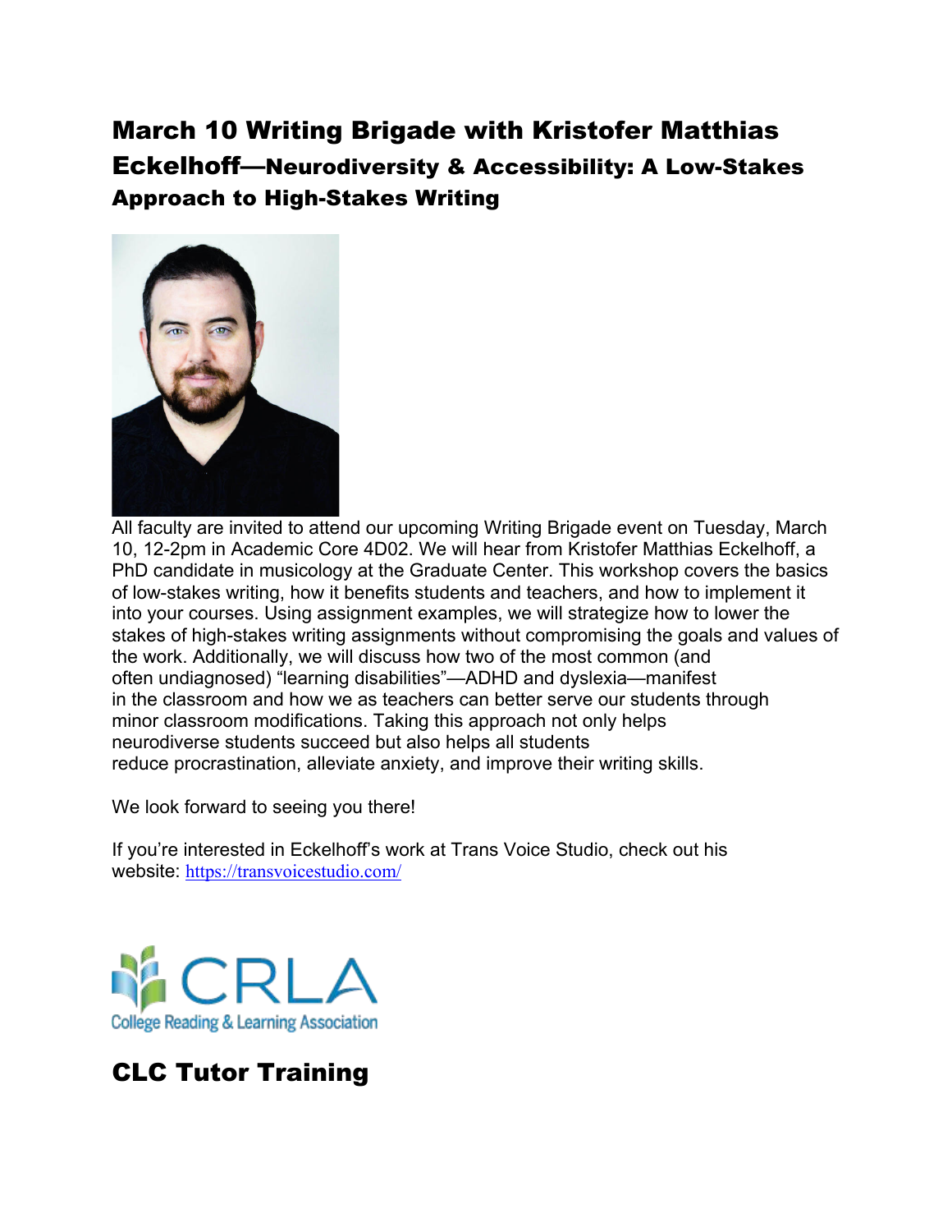## March 10 Writing Brigade with Kristofer Matthias Eckelhoff—Neurodiversity & Accessibility: A Low-Stakes Approach to High-Stakes Writing

All faculty are invited to attend our upcoming Writing Brigade event on Tuesday, March 10, 12-2pm in Academic Core 4D02. We will hear from Kristofer Matthias Eckelhoff, a PhD candidate in musicology at the Graduate Center. This workshop covers the basics of low-stakes writing, how it benefits students and teachers, and how to implement it into your courses. Using assignment examples, we will strategize how to lower the stakes of high-stakes writing assignments without compromising the goals and values of the work. Additionally, we will discuss how two of the most common (and often undiagnosed) "learning disabilities"—ADHD and dyslexia—manifest in the classroom and how we as teachers can better serve our students through minor classroom modifications. Taking this approach not only helps neurodiverse students succeed but also helps all students reduce procrastination, alleviate anxiety, and improve their writing skills.

We look forward to seeing you there!

If you're interested in Eckelhoff's work at Trans Voice Studio, check out his website: https://transvoicestudio.com/

CRLA College Reading & Learning Association

## CLC Tutor Training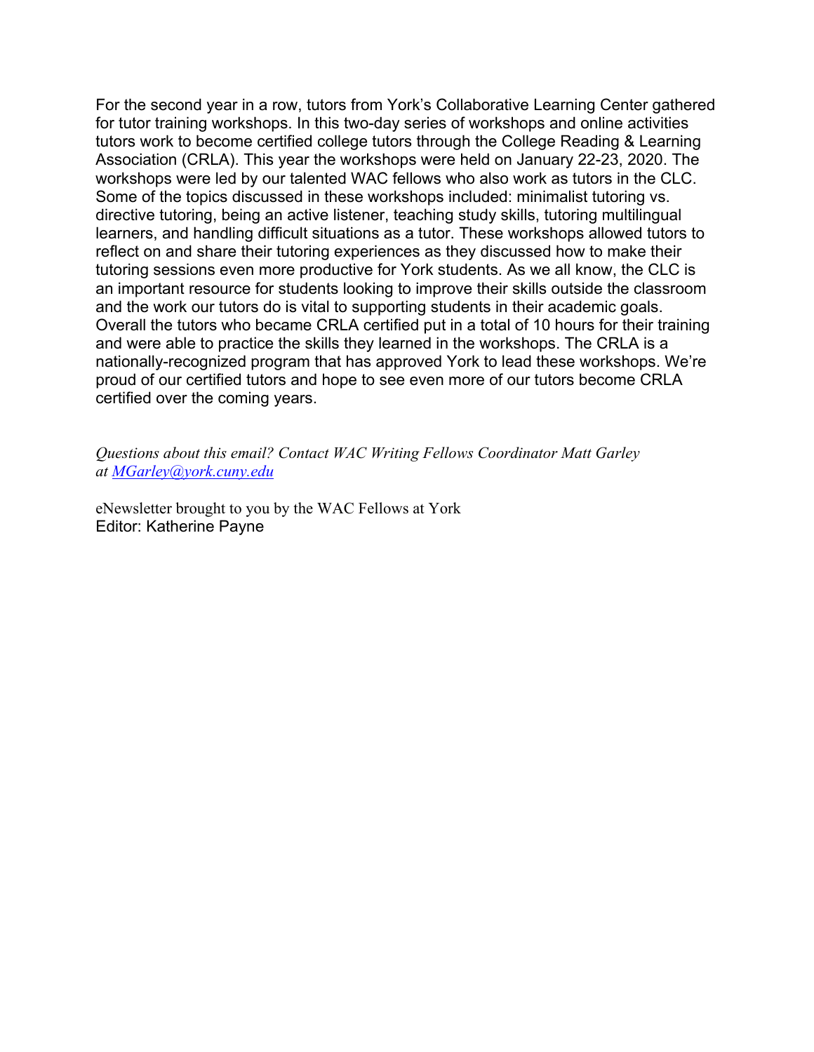For the second year in a row, tutors from York's Collaborative Learning Center gathered for tutor training workshops. In this two-day series of workshops and online activities tutors work to become certified college tutors through the College Reading & Learning Association (CRLA). This year the workshops were held on January 22-23, 2020. The workshops were led by our talented WAC fellows who also work as tutors in the CLC. Some of the topics discussed in these workshops included: minimalist tutoring vs. directive tutoring, being an active listener, teaching study skills, tutoring multilingual learners, and handling difficult situations as a tutor. These workshops allowed tutors to reflect on and share their tutoring experiences as they discussed how to make their tutoring sessions even more productive for York students. As we all know, the CLC is an important resource for students looking to improve their skills outside the classroom and the work our tutors do is vital to supporting students in their academic goals. Overall the tutors who became CRLA certified put in a total of 10 hours for their training and were able to practice the skills they learned in the workshops. The CRLA is a nationally-recognized program that has approved York to lead these workshops. We're proud of our certified tutors and hope to see even more of our tutors become CRLA certified over the coming years.

*Questions about this email? Contact WAC Writing Fellows Coordinator Matt Garley at [MGarley@york.cuny.edu](mailto:MGarley@york.cuny.edu)*

eNewsletter brought to you by the WAC Fellows at York
Editor: Katherine Payne